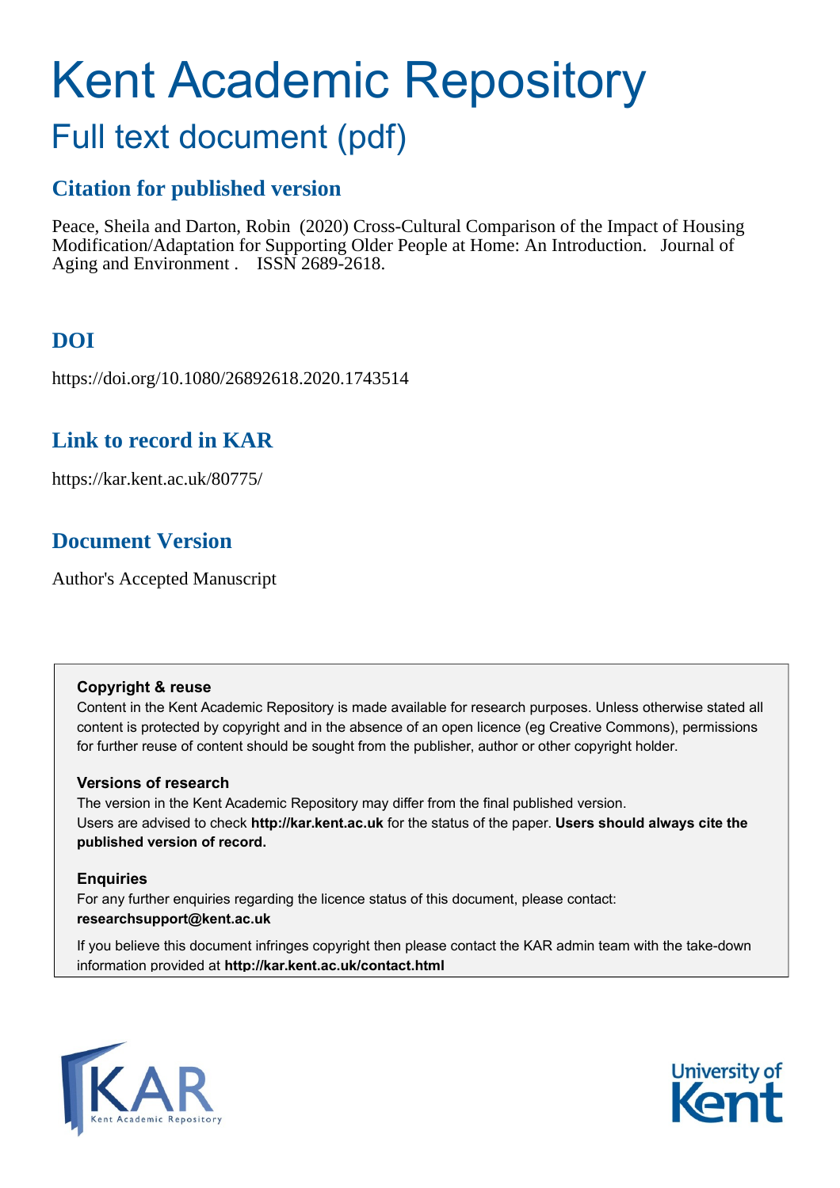# Kent Academic Repository

## Full text document (pdf)

### Citation for published version

Peace, Sheila and Darton, Robin (2020) Cross-Cultural Comparison of the Impact of Housing Modification/Adaptation for Supporting Older People at Home: An Introduction. Journal of Aging and Environment . ISSN 2689-2618.

### DOI

https://doi.org/10.1080/26892618.2020.1743514

### Link to record in KAR

https://kar.kent.ac.uk/80775/

### Document Version

Author's Accepted Manuscript

**Copyright & reuse**

Content in the Kent Academic Repository is made available for research purposes. Unless otherwise stated all content is protected by copyright and in the absence of an open licence (eg Creative Commons), permissions for further reuse of content should be sought from the publisher, author or other copyright holder.

**Versions of research**

The version in the Kent Academic Repository may differ from the final published version. Users are advised to check **http://kar.kent.ac.uk** for the status of the paper. **Users should always cite the published version of record.**

**Enquiries**

For any further enquiries regarding the licence status of this document, please contact: **researchsupport@kent.ac.uk**

If you believe this document infringes copyright then please contact the KAR admin team with the take-down information provided at **http://kar.kent.ac.uk/contact.html**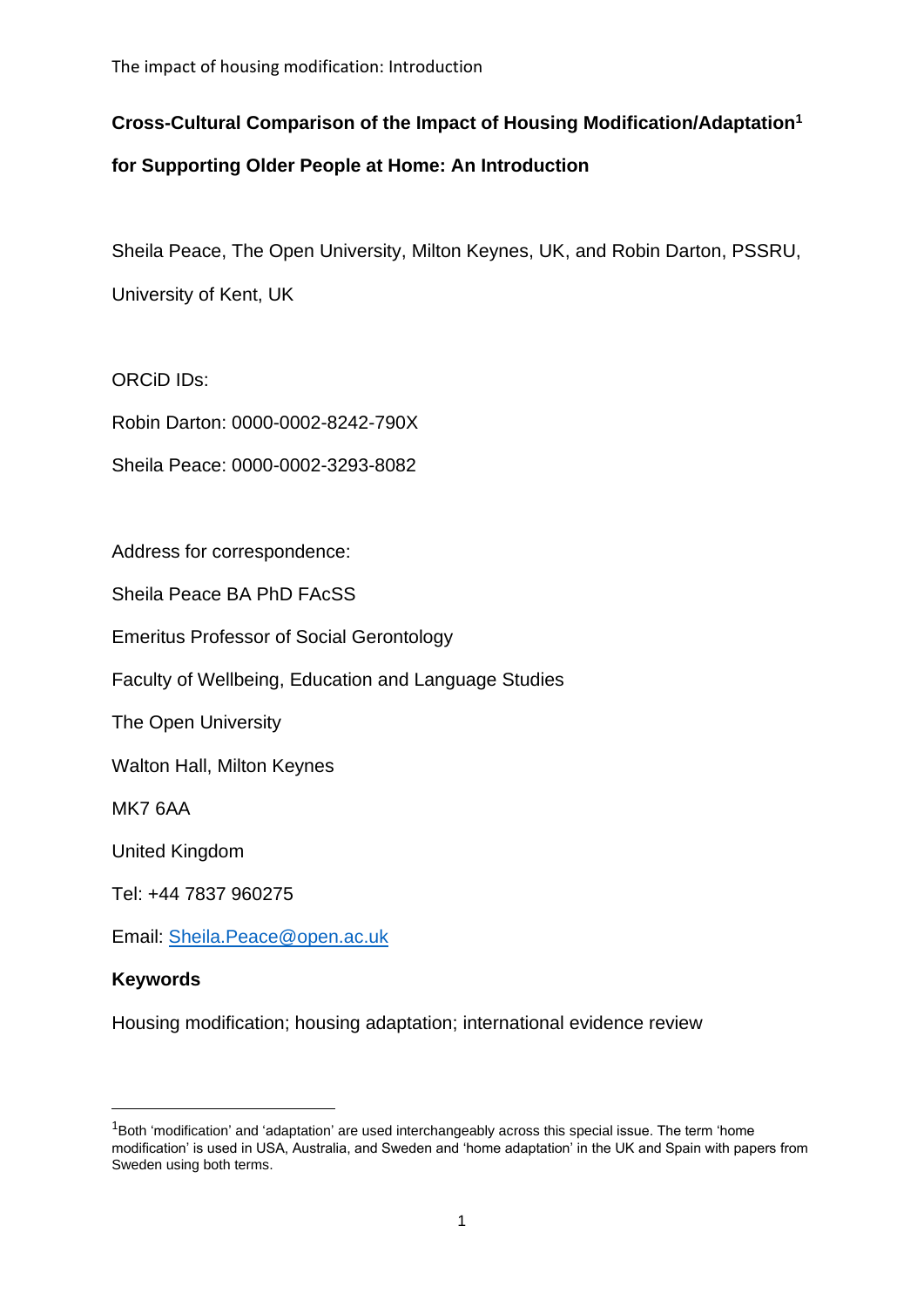**Cross-Cultural Comparison of the Impact of Housing Modification/Adaptation[1] for Supporting Older People at Home: An Introduction**

Sheila Peace, The Open University, Milton Keynes, UK, and Robin Darton, PSSRU, University of Kent, UK

ORCiD IDs:

Robin Darton: 0000-0002-8242-790X

Sheila Peace: 0000-0002-3293-8082

Address for correspondence:

Sheila Peace BA PhD FAcSS

Emeritus Professor of Social Gerontology

Faculty of Wellbeing, Education and Language Studies

The Open University

Walton Hall, Milton Keynes

MK7 6AA

United Kingdom

Tel: +44 7837 960275

Email: Sheila.Peace@open.ac.uk

**Keywords**

Housing modification; housing adaptation; international evidence review

---

[1] Both 'modification' and 'adaptation' are used interchangeably across this special issue. The term 'home modification' is used in USA, Australia, and Sweden and 'home adaptation' in the UK and Spain with papers from Sweden using both terms.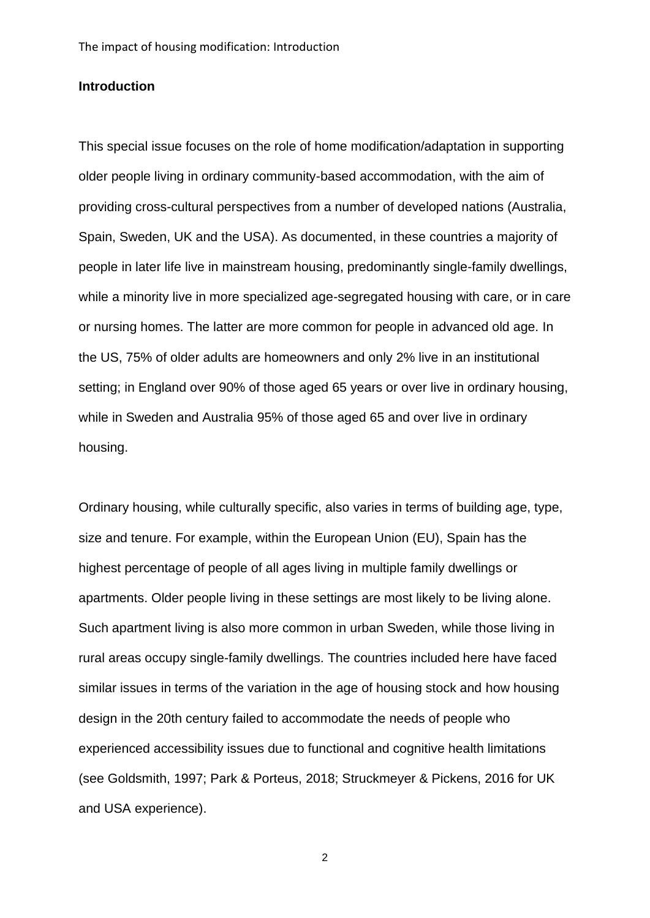**Introduction**

This special issue focuses on the role of home modification/adaptation in supporting older people living in ordinary community-based accommodation, with the aim of providing cross-cultural perspectives from a number of developed nations (Australia, Spain, Sweden, UK and the USA). As documented, in these countries a majority of people in later life live in mainstream housing, predominantly single-family dwellings, while a minority live in more specialized age-segregated housing with care, or in care or nursing homes. The latter are more common for people in advanced old age. In the US, 75% of older adults are homeowners and only 2% live in an institutional setting; in England over 90% of those aged 65 years or over live in ordinary housing, while in Sweden and Australia 95% of those aged 65 and over live in ordinary housing.

Ordinary housing, while culturally specific, also varies in terms of building age, type, size and tenure. For example, within the European Union (EU), Spain has the highest percentage of people of all ages living in multiple family dwellings or apartments. Older people living in these settings are most likely to be living alone. Such apartment living is also more common in urban Sweden, while those living in rural areas occupy single-family dwellings. The countries included here have faced similar issues in terms of the variation in the age of housing stock and how housing design in the 20th century failed to accommodate the needs of people who experienced accessibility issues due to functional and cognitive health limitations (see Goldsmith, 1997; Park & Porteus, 2018; Struckmeyer & Pickens, 2016 for UK and USA experience).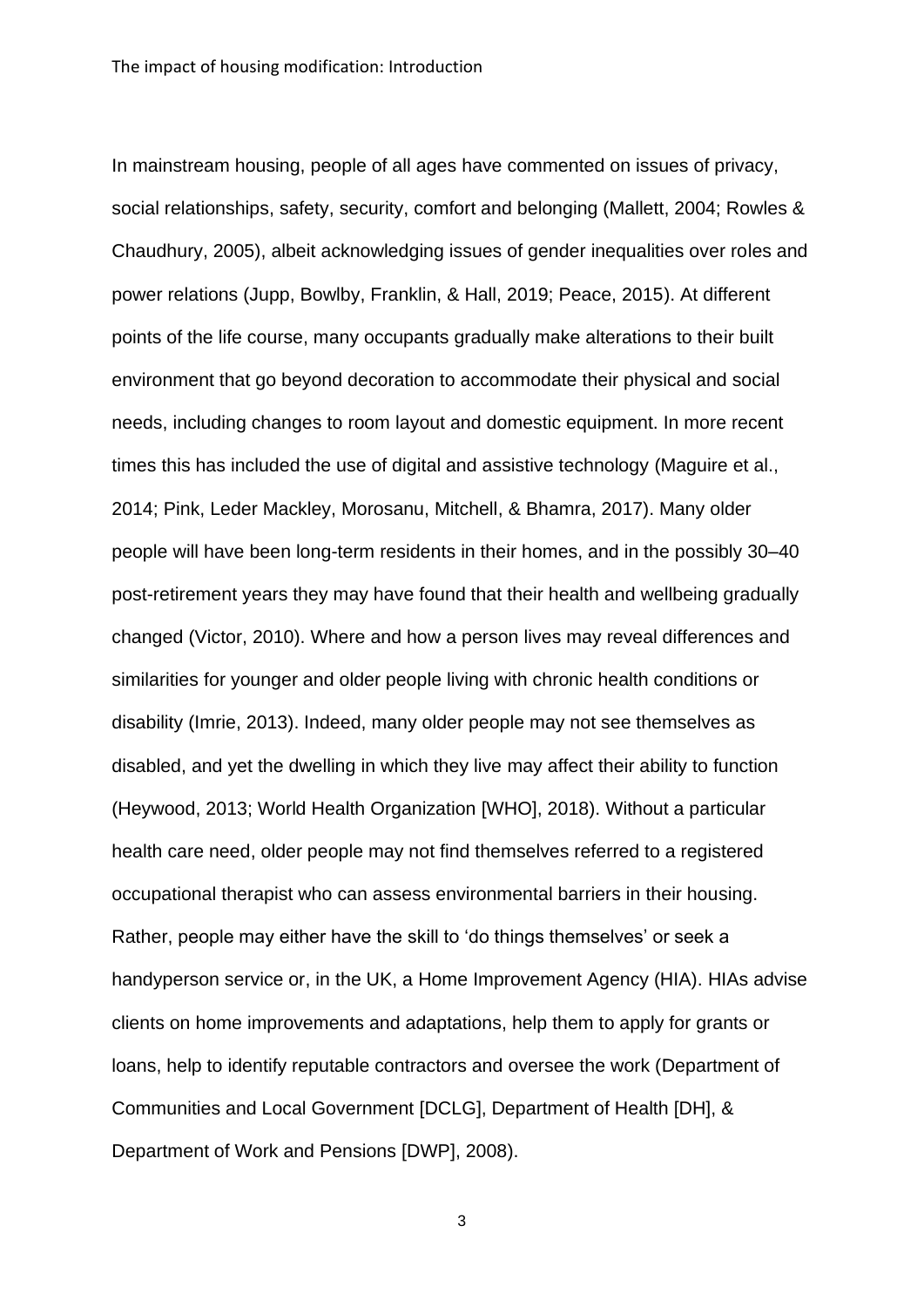In mainstream housing, people of all ages have commented on issues of privacy, social relationships, safety, security, comfort and belonging (Mallett, 2004; Rowles & Chaudhury, 2005), albeit acknowledging issues of gender inequalities over roles and power relations (Jupp, Bowlby, Franklin, & Hall, 2019; Peace, 2015). At different points of the life course, many occupants gradually make alterations to their built environment that go beyond decoration to accommodate their physical and social needs, including changes to room layout and domestic equipment. In more recent times this has included the use of digital and assistive technology (Maguire et al., 2014; Pink, Leder Mackley, Morosanu, Mitchell, & Bhamra, 2017). Many older people will have been long-term residents in their homes, and in the possibly 30–40 post-retirement years they may have found that their health and wellbeing gradually changed (Victor, 2010). Where and how a person lives may reveal differences and similarities for younger and older people living with chronic health conditions or disability (Imrie, 2013). Indeed, many older people may not see themselves as disabled, and yet the dwelling in which they live may affect their ability to function (Heywood, 2013; World Health Organization [WHO], 2018). Without a particular health care need, older people may not find themselves referred to a registered occupational therapist who can assess environmental barriers in their housing. Rather, people may either have the skill to 'do things themselves' or seek a handyperson service or, in the UK, a Home Improvement Agency (HIA). HIAs advise clients on home improvements and adaptations, help them to apply for grants or loans, help to identify reputable contractors and oversee the work (Department of Communities and Local Government [DCLG], Department of Health [DH], & Department of Work and Pensions [DWP], 2008).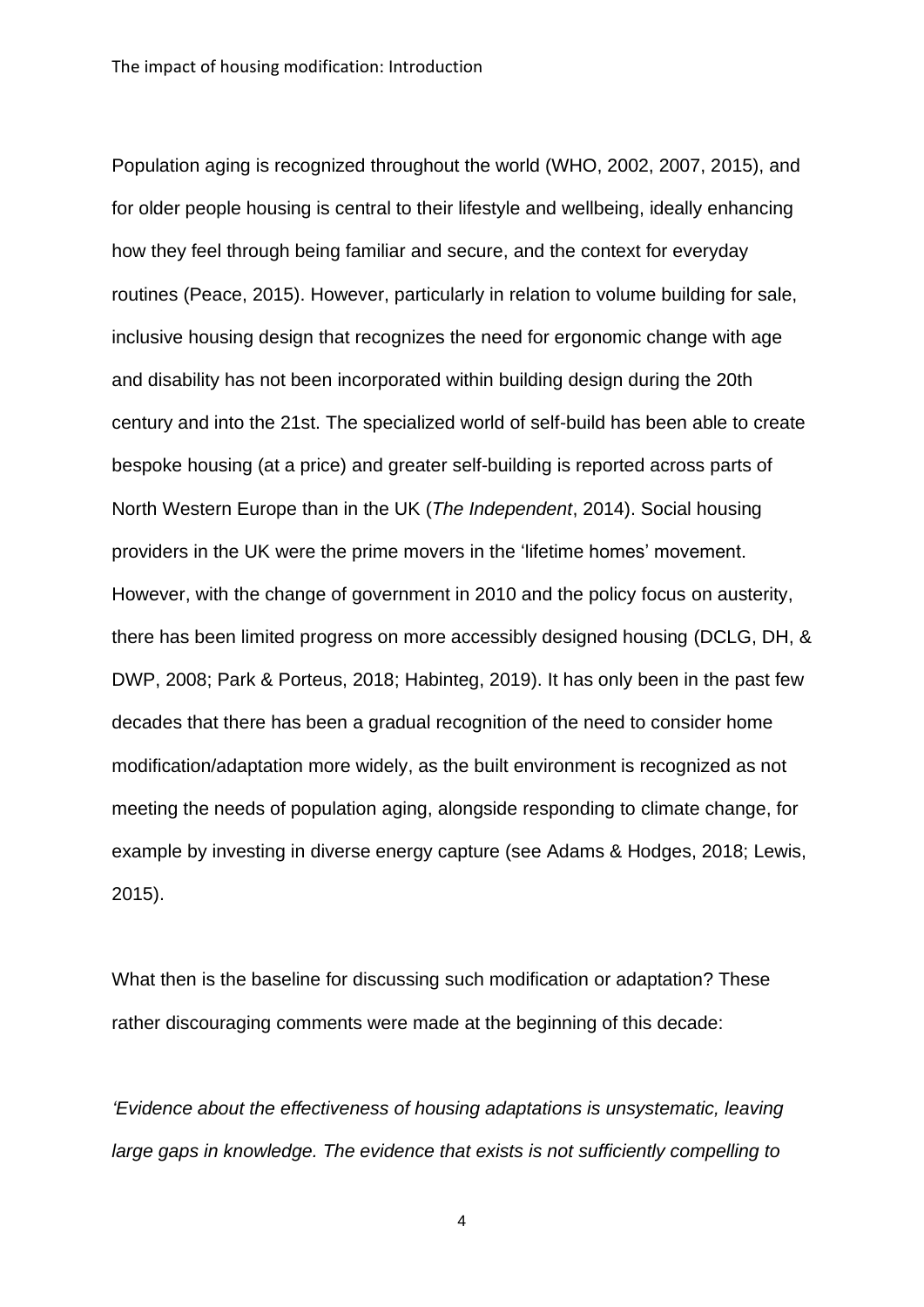Population aging is recognized throughout the world (WHO, 2002, 2007, 2015), and for older people housing is central to their lifestyle and wellbeing, ideally enhancing how they feel through being familiar and secure, and the context for everyday routines (Peace, 2015). However, particularly in relation to volume building for sale, inclusive housing design that recognizes the need for ergonomic change with age and disability has not been incorporated within building design during the 20th century and into the 21st. The specialized world of self-build has been able to create bespoke housing (at a price) and greater self-building is reported across parts of North Western Europe than in the UK (*The Independent*, 2014). Social housing providers in the UK were the prime movers in the 'lifetime homes' movement. However, with the change of government in 2010 and the policy focus on austerity, there has been limited progress on more accessibly designed housing (DCLG, DH, & DWP, 2008; Park & Porteus, 2018; Habinteg, 2019). It has only been in the past few decades that there has been a gradual recognition of the need to consider home modification/adaptation more widely, as the built environment is recognized as not meeting the needs of population aging, alongside responding to climate change, for example by investing in diverse energy capture (see Adams & Hodges, 2018; Lewis, 2015).

What then is the baseline for discussing such modification or adaptation? These rather discouraging comments were made at the beginning of this decade:

*'Evidence about the effectiveness of housing adaptations is unsystematic, leaving large gaps in knowledge. The evidence that exists is not sufficiently compelling to*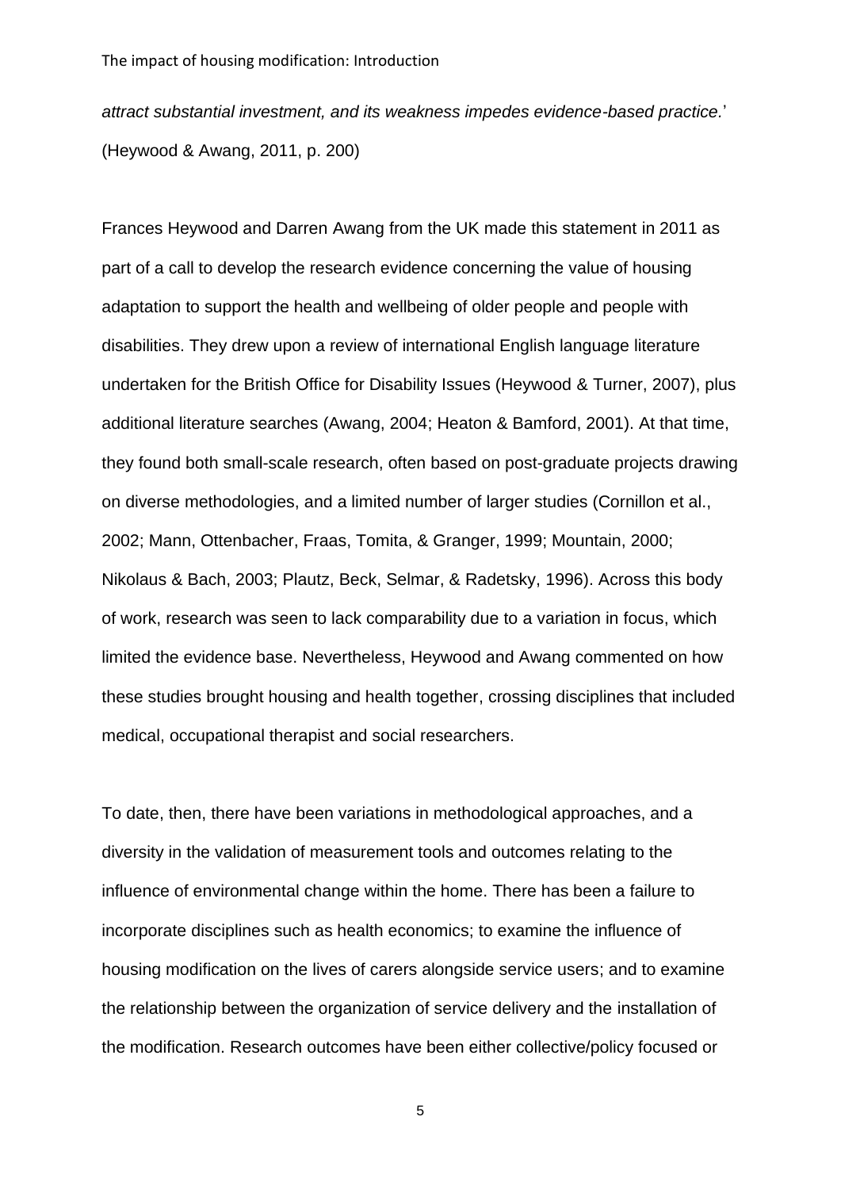*attract substantial investment, and its weakness impedes evidence-based practice.*' (Heywood & Awang, 2011, p. 200)

Frances Heywood and Darren Awang from the UK made this statement in 2011 as part of a call to develop the research evidence concerning the value of housing adaptation to support the health and wellbeing of older people and people with disabilities. They drew upon a review of international English language literature undertaken for the British Office for Disability Issues (Heywood & Turner, 2007), plus additional literature searches (Awang, 2004; Heaton & Bamford, 2001). At that time, they found both small-scale research, often based on post-graduate projects drawing on diverse methodologies, and a limited number of larger studies (Cornillon et al., 2002; Mann, Ottenbacher, Fraas, Tomita, & Granger, 1999; Mountain, 2000; Nikolaus & Bach, 2003; Plautz, Beck, Selmar, & Radetsky, 1996). Across this body of work, research was seen to lack comparability due to a variation in focus, which limited the evidence base. Nevertheless, Heywood and Awang commented on how these studies brought housing and health together, crossing disciplines that included medical, occupational therapist and social researchers.

To date, then, there have been variations in methodological approaches, and a diversity in the validation of measurement tools and outcomes relating to the influence of environmental change within the home. There has been a failure to incorporate disciplines such as health economics; to examine the influence of housing modification on the lives of carers alongside service users; and to examine the relationship between the organization of service delivery and the installation of the modification. Research outcomes have been either collective/policy focused or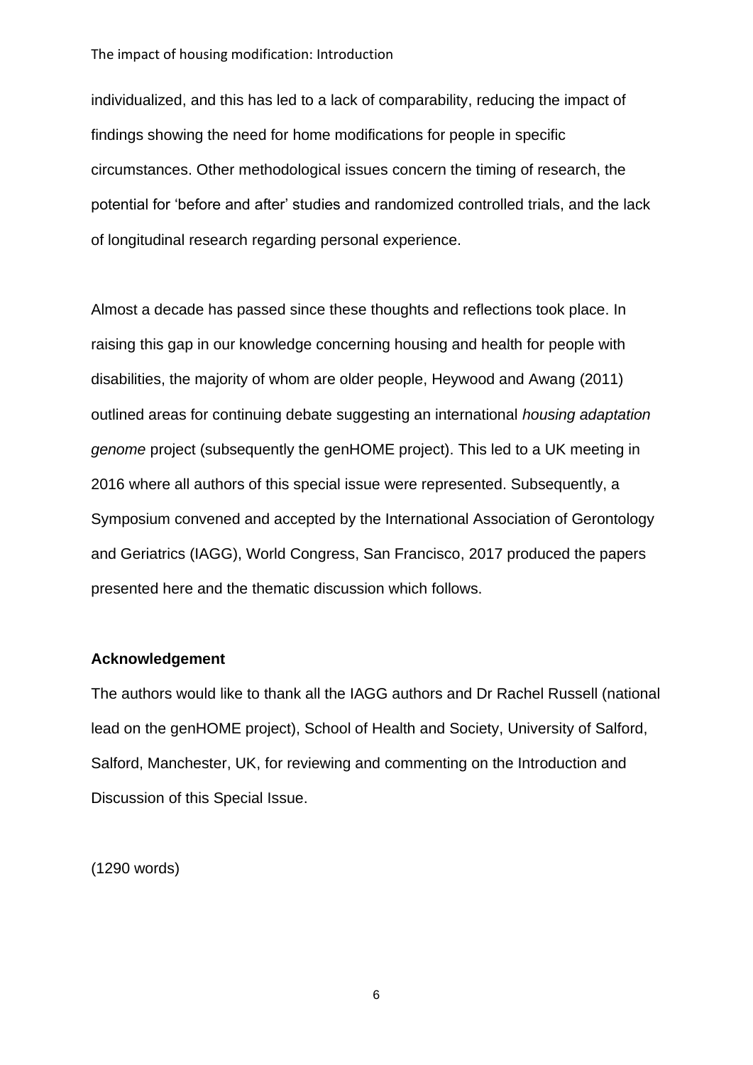individualized, and this has led to a lack of comparability, reducing the impact of findings showing the need for home modifications for people in specific circumstances. Other methodological issues concern the timing of research, the potential for 'before and after' studies and randomized controlled trials, and the lack of longitudinal research regarding personal experience.

Almost a decade has passed since these thoughts and reflections took place. In raising this gap in our knowledge concerning housing and health for people with disabilities, the majority of whom are older people, Heywood and Awang (2011) outlined areas for continuing debate suggesting an international *housing adaptation genome* project (subsequently the genHOME project). This led to a UK meeting in 2016 where all authors of this special issue were represented. Subsequently, a Symposium convened and accepted by the International Association of Gerontology and Geriatrics (IAGG), World Congress, San Francisco, 2017 produced the papers presented here and the thematic discussion which follows.

**Acknowledgement**

The authors would like to thank all the IAGG authors and Dr Rachel Russell (national lead on the genHOME project), School of Health and Society, University of Salford, Salford, Manchester, UK, for reviewing and commenting on the Introduction and Discussion of this Special Issue.

(1290 words)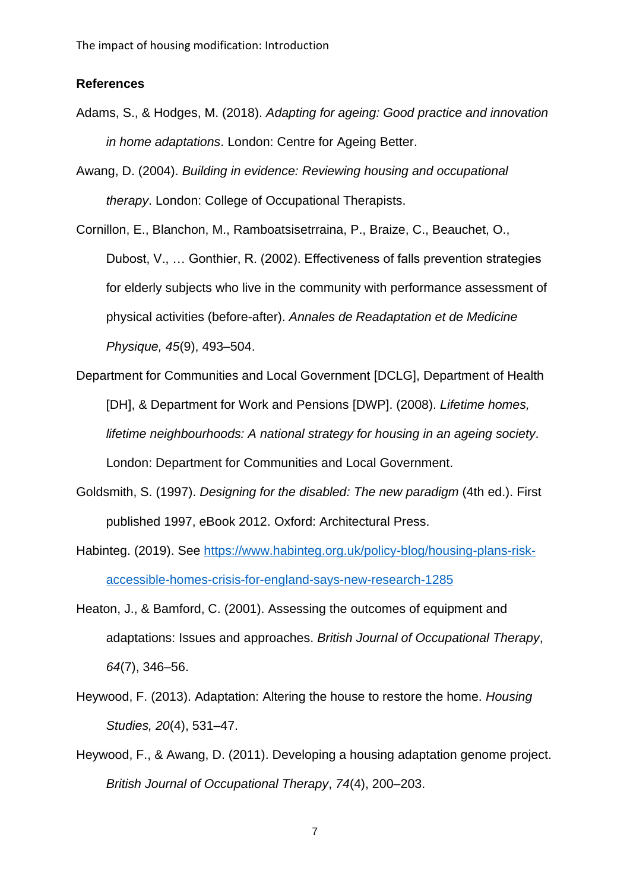**References**

Adams, S., & Hodges, M. (2018). *Adapting for ageing: Good practice and innovation in home adaptations*. London: Centre for Ageing Better.

Awang, D. (2004). *Building in evidence: Reviewing housing and occupational therapy*. London: College of Occupational Therapists.

Cornillon, E., Blanchon, M., Ramboatsisetrraina, P., Braize, C., Beauchet, O., Dubost, V., … Gonthier, R. (2002). Effectiveness of falls prevention strategies for elderly subjects who live in the community with performance assessment of physical activities (before-after). *Annales de Readaptation et de Medicine Physique, 45*(9), 493–504.

Department for Communities and Local Government [DCLG], Department of Health [DH], & Department for Work and Pensions [DWP]. (2008). *Lifetime homes, lifetime neighbourhoods: A national strategy for housing in an ageing society*. London: Department for Communities and Local Government.

Goldsmith, S. (1997). *Designing for the disabled: The new paradigm* (4th ed.). First published 1997, eBook 2012. Oxford: Architectural Press.

Habinteg. (2019). See https://www.habinteg.org.uk/policy-blog/housing-plans-risk-accessible-homes-crisis-for-england-says-new-research-1285

Heaton, J., & Bamford, C. (2001). Assessing the outcomes of equipment and adaptations: Issues and approaches. *British Journal of Occupational Therapy*, *64*(7), 346–56.

Heywood, F. (2013). Adaptation: Altering the house to restore the home. *Housing Studies, 20*(4), 531–47.

Heywood, F., & Awang, D. (2011). Developing a housing adaptation genome project. *British Journal of Occupational Therapy*, *74*(4), 200–203.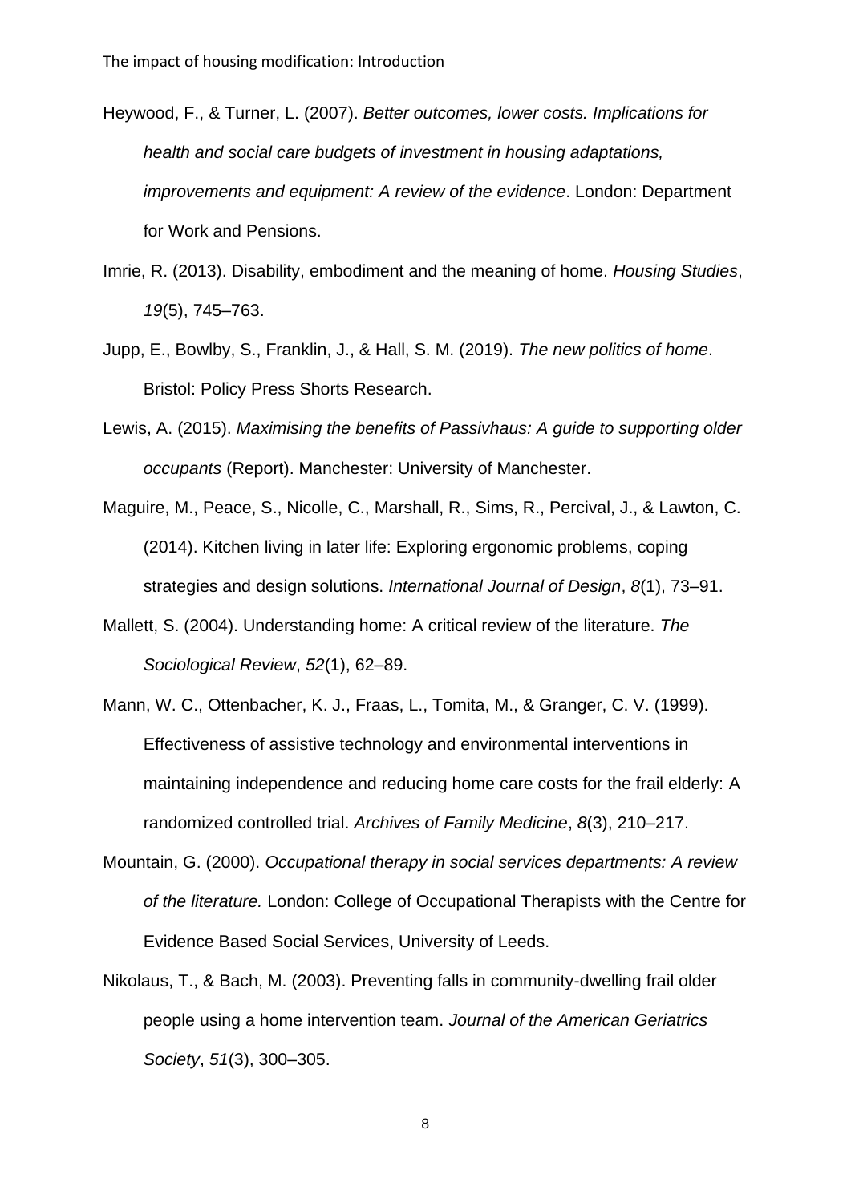Heywood, F., & Turner, L. (2007). *Better outcomes, lower costs. Implications for health and social care budgets of investment in housing adaptations, improvements and equipment: A review of the evidence*. London: Department for Work and Pensions.

Imrie, R. (2013). Disability, embodiment and the meaning of home. *Housing Studies*, *19*(5), 745–763.

Jupp, E., Bowlby, S., Franklin, J., & Hall, S. M. (2019). *The new politics of home*. Bristol: Policy Press Shorts Research.

Lewis, A. (2015). *Maximising the benefits of Passivhaus: A guide to supporting older occupants* (Report). Manchester: University of Manchester.

Maguire, M., Peace, S., Nicolle, C., Marshall, R., Sims, R., Percival, J., & Lawton, C. (2014). Kitchen living in later life: Exploring ergonomic problems, coping strategies and design solutions. *International Journal of Design*, *8*(1), 73–91.

Mallett, S. (2004). Understanding home: A critical review of the literature. *The Sociological Review*, *52*(1), 62–89.

Mann, W. C., Ottenbacher, K. J., Fraas, L., Tomita, M., & Granger, C. V. (1999). Effectiveness of assistive technology and environmental interventions in maintaining independence and reducing home care costs for the frail elderly: A randomized controlled trial. *Archives of Family Medicine*, *8*(3), 210–217.

Mountain, G. (2000). *Occupational therapy in social services departments: A review of the literature.* London: College of Occupational Therapists with the Centre for Evidence Based Social Services, University of Leeds.

Nikolaus, T., & Bach, M. (2003). Preventing falls in community-dwelling frail older people using a home intervention team. *Journal of the American Geriatrics Society*, *51*(3), 300–305.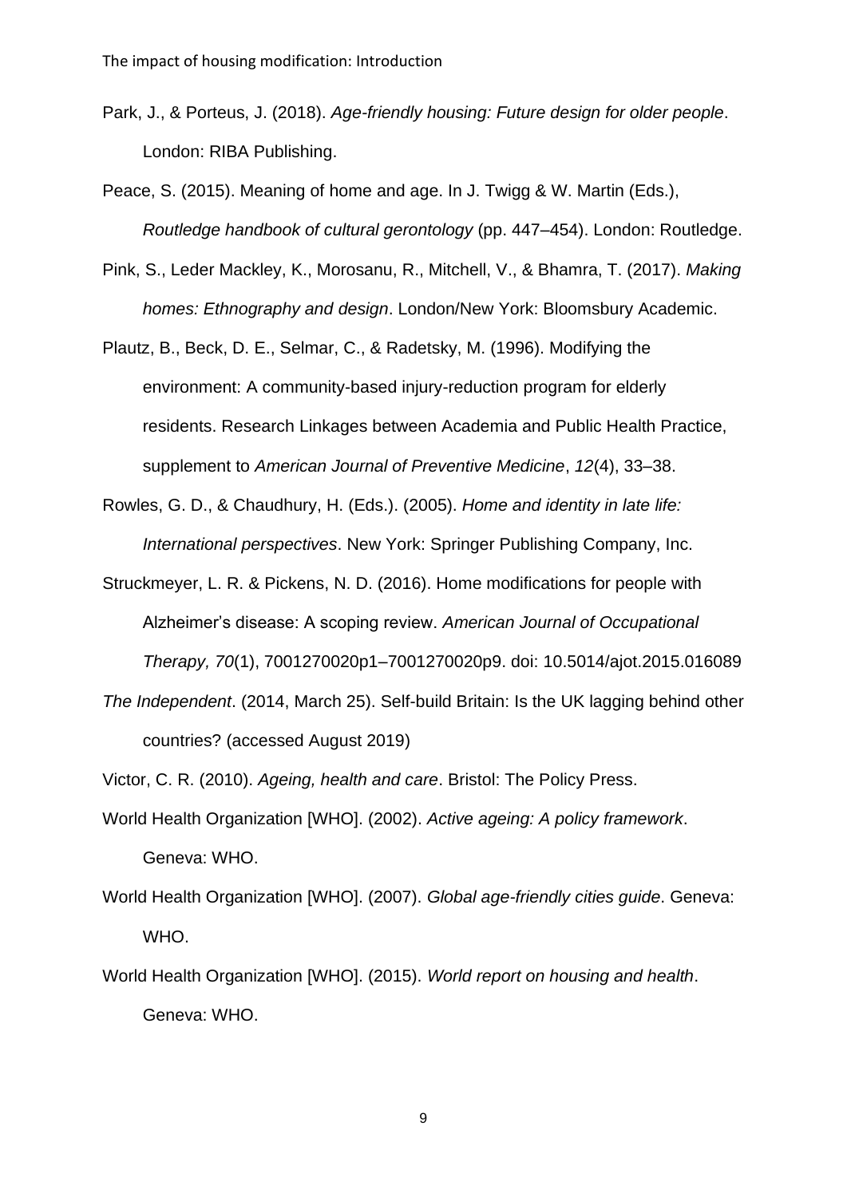Park, J., & Porteus, J. (2018). *Age-friendly housing: Future design for older people*. London: RIBA Publishing.

Peace, S. (2015). Meaning of home and age. In J. Twigg & W. Martin (Eds.), *Routledge handbook of cultural gerontology* (pp. 447–454). London: Routledge.

Pink, S., Leder Mackley, K., Morosanu, R., Mitchell, V., & Bhamra, T. (2017). *Making homes: Ethnography and design*. London/New York: Bloomsbury Academic.

Plautz, B., Beck, D. E., Selmar, C., & Radetsky, M. (1996). Modifying the environment: A community-based injury-reduction program for elderly residents. Research Linkages between Academia and Public Health Practice, supplement to *American Journal of Preventive Medicine*, *12*(4), 33–38.

Rowles, G. D., & Chaudhury, H. (Eds.). (2005). *Home and identity in late life: International perspectives*. New York: Springer Publishing Company, Inc.

Struckmeyer, L. R. & Pickens, N. D. (2016). Home modifications for people with Alzheimer's disease: A scoping review. *American Journal of Occupational Therapy, 70*(1), 7001270020p1–7001270020p9. doi: 10.5014/ajot.2015.016089

*The Independent*. (2014, March 25). Self-build Britain: Is the UK lagging behind other countries? (accessed August 2019)

Victor, C. R. (2010). *Ageing, health and care*. Bristol: The Policy Press.

World Health Organization [WHO]. (2002). *Active ageing: A policy framework*. Geneva: WHO.

World Health Organization [WHO]. (2007). *Global age-friendly cities guide*. Geneva: WHO.

World Health Organization [WHO]. (2015). *World report on housing and health*. Geneva: WHO.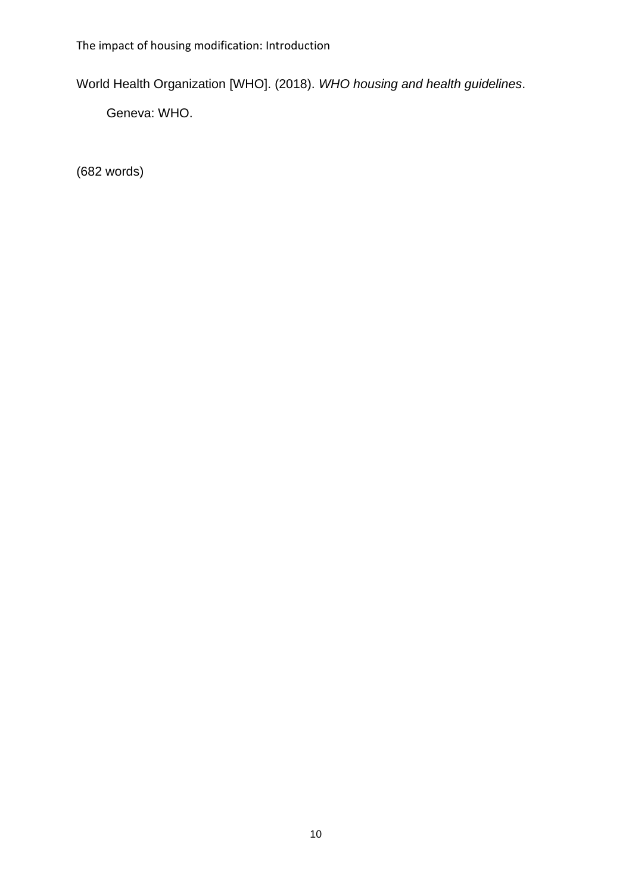World Health Organization [WHO]. (2018). *WHO housing and health guidelines*. Geneva: WHO.

(682 words)